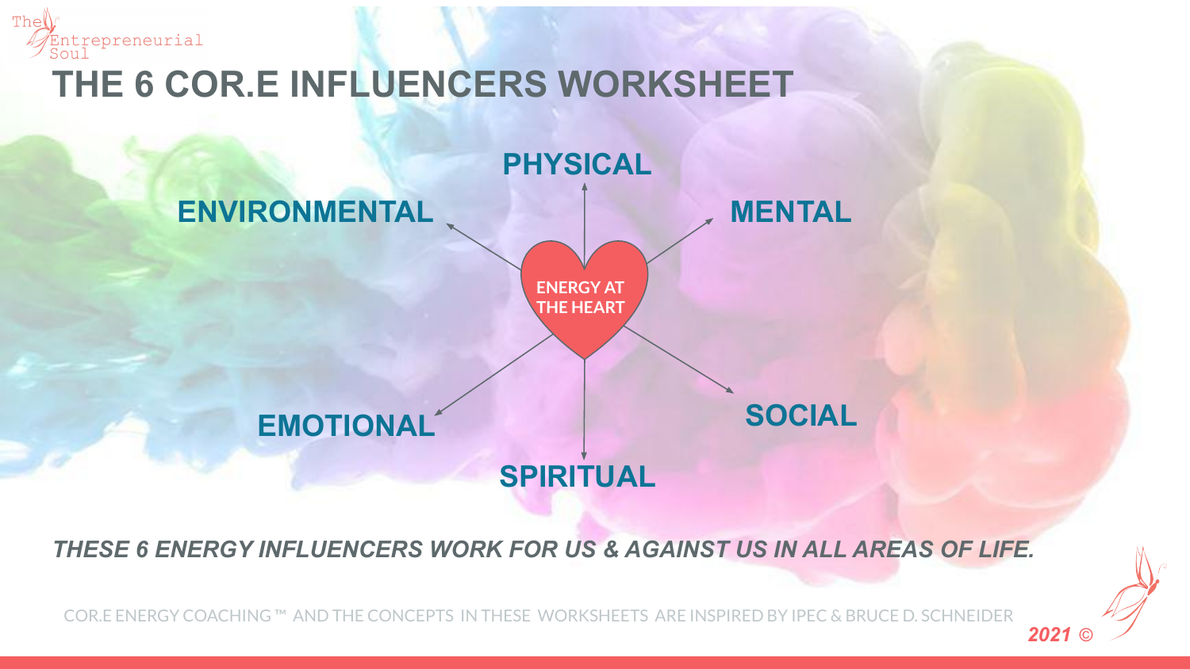The Entrepreneurial Soul

# THE 6 COR.E INFLUENCERS WORKSHEET

**PHYSICAL**

**ENVIRONMENTAL**

**MENTAL**

**ENERGY AT THE HEART**

**EMOTIONAL**

**SOCIAL**

**SPIRITUAL**

***THESE 6 ENERGY INFLUENCERS WORK FOR US & AGAINST US IN ALL AREAS OF LIFE.***

COR.E ENERGY COACHING ™ AND THE CONCEPTS IN THESE WORKSHEETS ARE INSPIRED BY IPEC & BRUCE D. SCHNEIDER

*2021 ©*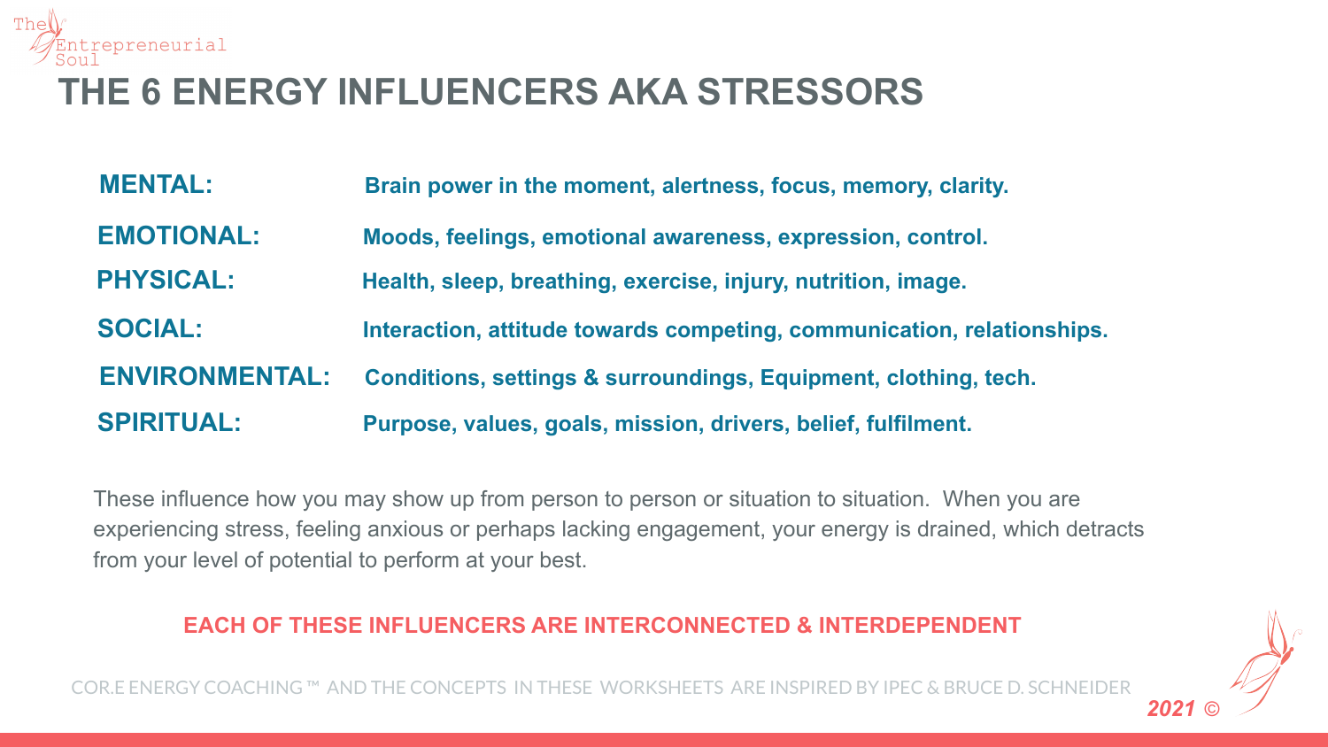# THE 6 ENERGY INFLUENCERS AKA STRESSORS

| | |
|---|---|
| **MENTAL:** | **Brain power in the moment, alertness, focus, memory, clarity.** |
| **EMOTIONAL:** | **Moods, feelings, emotional awareness, expression, control.** |
| **PHYSICAL:** | **Health, sleep, breathing, exercise, injury, nutrition, image.** |
| **SOCIAL:** | **Interaction, attitude towards competing, communication, relationships.** |
| **ENVIRONMENTAL:** | **Conditions, settings & surroundings, Equipment, clothing, tech.** |
| **SPIRITUAL:** | **Purpose, values, goals, mission, drivers, belief, fulfilment.** |

These influence how you may show up from person to person or situation to situation. When you are experiencing stress, feeling anxious or perhaps lacking engagement, your energy is drained, which detracts from your level of potential to perform at your best.

**EACH OF THESE INFLUENCERS ARE INTERCONNECTED & INTERDEPENDENT**

COR.E ENERGY COACHING ™ AND THE CONCEPTS IN THESE WORKSHEETS ARE INSPIRED BY IPEC & BRUCE D. SCHNEIDER

*2021 ©*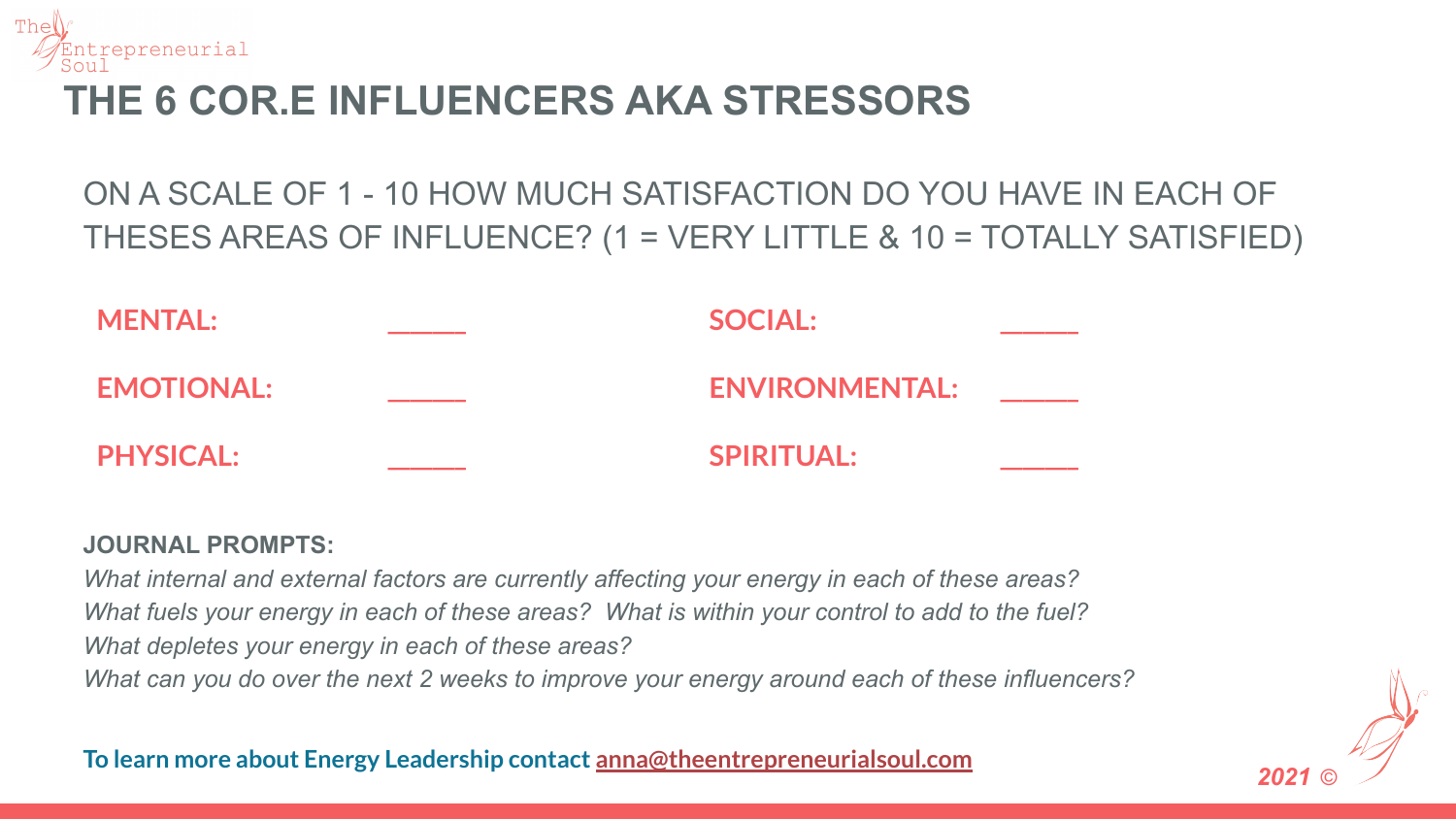# THE 6 COR.E INFLUENCERS AKA STRESSORS

ON A SCALE OF 1 - 10 HOW MUCH SATISFACTION DO YOU HAVE IN EACH OF THESES AREAS OF INFLUENCE? (1 = VERY LITTLE & 10 = TOTALLY SATISFIED)

| | | | |
|---|---|---|---|
| **MENTAL:** | _____ | **SOCIAL:** | _____ |
| **EMOTIONAL:** | _____ | **ENVIRONMENTAL:** | _____ |
| **PHYSICAL:** | _____ | **SPIRITUAL:** | _____ |

**JOURNAL PROMPTS:**

*What internal and external factors are currently affecting your energy in each of these areas?*
*What fuels your energy in each of these areas? What is within your control to add to the fuel?*
*What depletes your energy in each of these areas?*
*What can you do over the next 2 weeks to improve your energy around each of these influencers?*

**To learn more about Energy Leadership contact anna@theentrepreneurialsoul.com**

*2021* ©